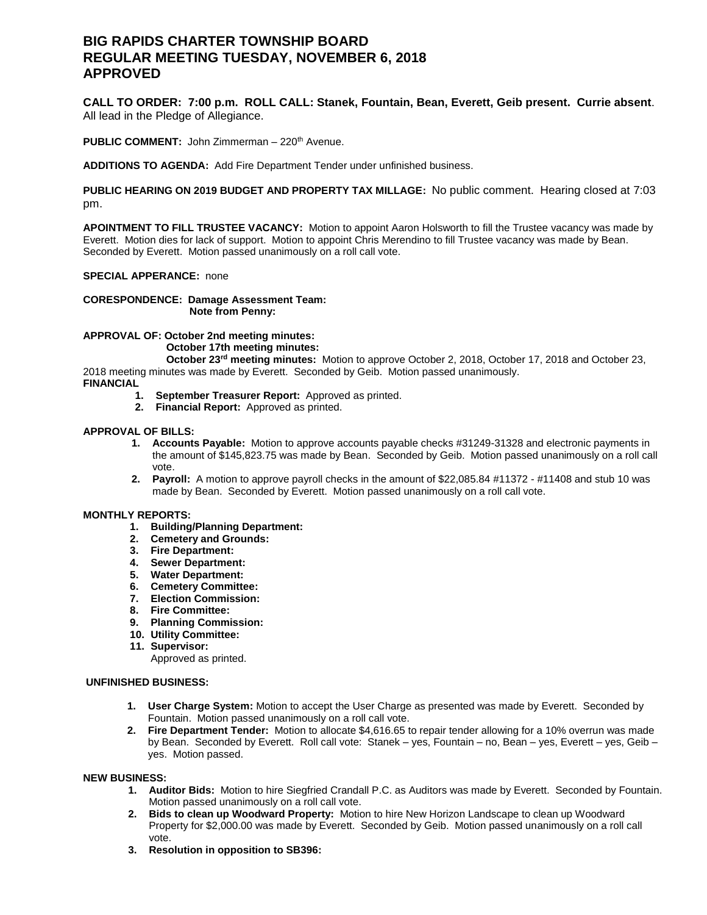# BIG RAPIDS CHARTER TOWNSHIP BOARD
# REGULAR MEETING TUESDAY, NOVEMBER 6, 2018
# APPROVED

**CALL TO ORDER: 7:00 p.m. ROLL CALL: Stanek, Fountain, Bean, Everett, Geib present. Currie absent**. All lead in the Pledge of Allegiance.

**PUBLIC COMMENT:** John Zimmerman – 220th Avenue.

**ADDITIONS TO AGENDA:** Add Fire Department Tender under unfinished business.

**PUBLIC HEARING ON 2019 BUDGET AND PROPERTY TAX MILLAGE:** No public comment. Hearing closed at 7:03 pm.

**APOINTMENT TO FILL TRUSTEE VACANCY:** Motion to appoint Aaron Holsworth to fill the Trustee vacancy was made by Everett. Motion dies for lack of support. Motion to appoint Chris Merendino to fill Trustee vacancy was made by Bean. Seconded by Everett. Motion passed unanimously on a roll call vote.

**SPECIAL APPERANCE:** none

**CORESPONDENCE: Damage Assessment Team:**
**Note from Penny:**

**APPROVAL OF: October 2nd meeting minutes:**
**October 17th meeting minutes:**
**October 23rd meeting minutes:** Motion to approve October 2, 2018, October 17, 2018 and October 23, 2018 meeting minutes was made by Everett. Seconded by Geib. Motion passed unanimously.

**FINANCIAL**

1. **September Treasurer Report:** Approved as printed.
2. **Financial Report:** Approved as printed.

**APPROVAL OF BILLS:**

1. **Accounts Payable:** Motion to approve accounts payable checks #31249-31328 and electronic payments in the amount of $145,823.75 was made by Bean. Seconded by Geib. Motion passed unanimously on a roll call vote.
2. **Payroll:** A motion to approve payroll checks in the amount of $22,085.84 #11372 - #11408 and stub 10 was made by Bean. Seconded by Everett. Motion passed unanimously on a roll call vote.

**MONTHLY REPORTS:**

1. **Building/Planning Department:**
2. **Cemetery and Grounds:**
3. **Fire Department:**
4. **Sewer Department:**
5. **Water Department:**
6. **Cemetery Committee:**
7. **Election Commission:**
8. **Fire Committee:**
9. **Planning Commission:**
10. **Utility Committee:**
11. **Supervisor:**
    Approved as printed.

**UNFINISHED BUSINESS:**

1. **User Charge System:** Motion to accept the User Charge as presented was made by Everett. Seconded by Fountain. Motion passed unanimously on a roll call vote.
2. **Fire Department Tender:** Motion to allocate $4,616.65 to repair tender allowing for a 10% overrun was made by Bean. Seconded by Everett. Roll call vote: Stanek – yes, Fountain – no, Bean – yes, Everett – yes, Geib – yes. Motion passed.

**NEW BUSINESS:**

1. **Auditor Bids:** Motion to hire Siegfried Crandall P.C. as Auditors was made by Everett. Seconded by Fountain. Motion passed unanimously on a roll call vote.
2. **Bids to clean up Woodward Property:** Motion to hire New Horizon Landscape to clean up Woodward Property for $2,000.00 was made by Everett. Seconded by Geib. Motion passed unanimously on a roll call vote.
3. **Resolution in opposition to SB396:**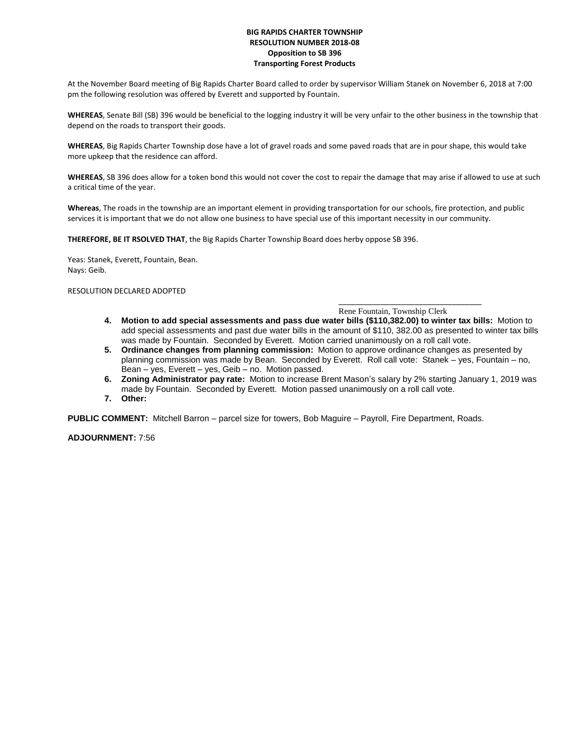**BIG RAPIDS CHARTER TOWNSHIP**
**RESOLUTION NUMBER 2018-08**
**Opposition to SB 396**
**Transporting Forest Products**

At the November Board meeting of Big Rapids Charter Board called to order by supervisor William Stanek on November 6, 2018 at 7:00 pm the following resolution was offered by Everett and supported by Fountain.

**WHEREAS**, Senate Bill (SB) 396 would be beneficial to the logging industry it will be very unfair to the other business in the township that depend on the roads to transport their goods.

**WHEREAS**, Big Rapids Charter Township dose have a lot of gravel roads and some paved roads that are in pour shape, this would take more upkeep that the residence can afford.

**WHEREAS**, SB 396 does allow for a token bond this would not cover the cost to repair the damage that may arise if allowed to use at such a critical time of the year.

**Whereas**, The roads in the township are an important element in providing transportation for our schools, fire protection, and public services it is important that we do not allow one business to have special use of this important necessity in our community.

**THEREFORE, BE IT RSOLVED THAT**, the Big Rapids Charter Township Board does herby oppose SB 396.

Yeas: Stanek, Everett, Fountain, Bean.
Nays: Geib.

RESOLUTION DECLARED ADOPTED

\_\_\_\_\_\_\_\_\_\_\_\_\_\_\_\_\_\_\_\_\_\_\_\_\_\_\_\_\_\_\_\_
Rene Fountain, Township Clerk

4. **Motion to add special assessments and pass due water bills ($110,382.00) to winter tax bills:** Motion to add special assessments and past due water bills in the amount of $110, 382.00 as presented to winter tax bills was made by Fountain. Seconded by Everett. Motion carried unanimously on a roll call vote.
5. **Ordinance changes from planning commission:** Motion to approve ordinance changes as presented by planning commission was made by Bean. Seconded by Everett. Roll call vote: Stanek – yes, Fountain – no, Bean – yes, Everett – yes, Geib – no. Motion passed.
6. **Zoning Administrator pay rate:** Motion to increase Brent Mason's salary by 2% starting January 1, 2019 was made by Fountain. Seconded by Everett. Motion passed unanimously on a roll call vote.
7. **Other:**

**PUBLIC COMMENT:** Mitchell Barron – parcel size for towers, Bob Maguire – Payroll, Fire Department, Roads.

**ADJOURNMENT:** 7:56